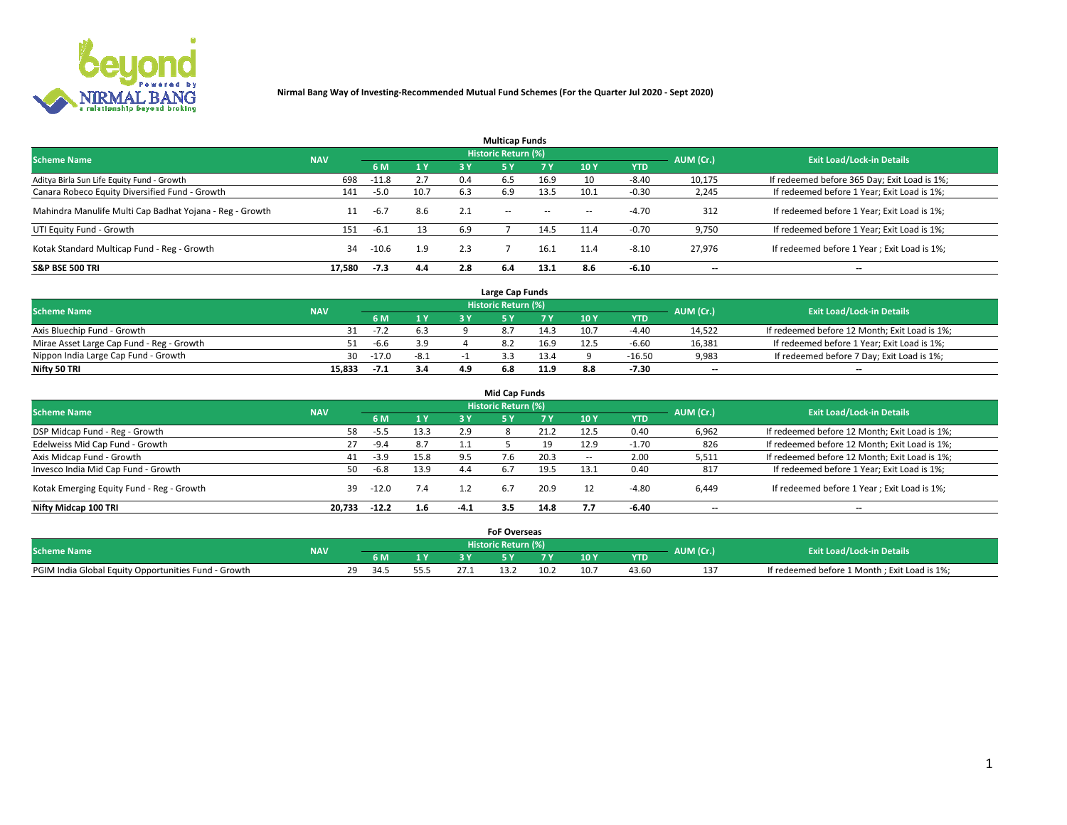**Nirmal Bang Way of Investing-Recommended Mutual Fund Schemes (For the Quarter Jul 2020 - Sept 2020)**

### Multicap Funds

| Scheme Name | NAV | Historic Return (%) | | | | | | | AUM (Cr.) | Exit Load/Lock-in Details |
|---|---|---|---|---|---|---|---|---|---|---|
| | | 6 M | 1 Y | 3 Y | 5 Y | 7 Y | 10 Y | YTD | | |
| Aditya Birla Sun Life Equity Fund - Growth | 698 | -11.8 | 2.7 | 0.4 | 6.5 | 16.9 | 10 | -8.40 | 10,175 | If redeemed before 365 Day; Exit Load is 1%; |
| Canara Robeco Equity Diversified Fund - Growth | 141 | -5.0 | 10.7 | 6.3 | 6.9 | 13.5 | 10.1 | -0.30 | 2,245 | If redeemed before 1 Year; Exit Load is 1%; |
| Mahindra Manulife Multi Cap Badhat Yojana - Reg - Growth | 11 | -6.7 | 8.6 | 2.1 | -- | -- | -- | -4.70 | 312 | If redeemed before 1 Year; Exit Load is 1%; |
| UTI Equity Fund - Growth | 151 | -6.1 | 13 | 6.9 | 7 | 14.5 | 11.4 | -0.70 | 9,750 | If redeemed before 1 Year; Exit Load is 1%; |
| Kotak Standard Multicap Fund - Reg - Growth | 34 | -10.6 | 1.9 | 2.3 | 7 | 16.1 | 11.4 | -8.10 | 27,976 | If redeemed before 1 Year ; Exit Load is 1%; |
| **S&P BSE 500 TRI** | **17,580** | **-7.3** | **4.4** | **2.8** | **6.4** | **13.1** | **8.6** | **-6.10** | -- | -- |

### Large Cap Funds

| Scheme Name | NAV | Historic Return (%) | | | | | | | AUM (Cr.) | Exit Load/Lock-in Details |
|---|---|---|---|---|---|---|---|---|---|---|
| | | 6 M | 1 Y | 3 Y | 5 Y | 7 Y | 10 Y | YTD | | |
| Axis Bluechip Fund - Growth | 31 | -7.2 | 6.3 | 9 | 8.7 | 14.3 | 10.7 | -4.40 | 14,522 | If redeemed before 12 Month; Exit Load is 1%; |
| Mirae Asset Large Cap Fund - Reg - Growth | 51 | -6.6 | 3.9 | 4 | 8.2 | 16.9 | 12.5 | -6.60 | 16,381 | If redeemed before 1 Year; Exit Load is 1%; |
| Nippon India Large Cap Fund - Growth | 30 | -17.0 | -8.1 | -1 | 3.3 | 13.4 | 9 | -16.50 | 9,983 | If redeemed before 7 Day; Exit Load is 1%; |
| **Nifty 50 TRI** | **15,833** | **-7.1** | **3.4** | **4.9** | **6.8** | **11.9** | **8.8** | **-7.30** | -- | -- |

### Mid Cap Funds

| Scheme Name | NAV | Historic Return (%) | | | | | | | AUM (Cr.) | Exit Load/Lock-in Details |
|---|---|---|---|---|---|---|---|---|---|---|
| | | 6 M | 1 Y | 3 Y | 5 Y | 7 Y | 10 Y | YTD | | |
| DSP Midcap Fund - Reg - Growth | 58 | -5.5 | 13.3 | 2.9 | 8 | 21.2 | 12.5 | 0.40 | 6,962 | If redeemed before 12 Month; Exit Load is 1%; |
| Edelweiss Mid Cap Fund - Growth | 27 | -9.4 | 8.7 | 1.1 | 5 | 19 | 12.9 | -1.70 | 826 | If redeemed before 12 Month; Exit Load is 1%; |
| Axis Midcap Fund - Growth | 41 | -3.9 | 15.8 | 9.5 | 7.6 | 20.3 | -- | 2.00 | 5,511 | If redeemed before 12 Month; Exit Load is 1%; |
| Invesco India Mid Cap Fund - Growth | 50 | -6.8 | 13.9 | 4.4 | 6.7 | 19.5 | 13.1 | 0.40 | 817 | If redeemed before 1 Year; Exit Load is 1%; |
| Kotak Emerging Equity Fund - Reg - Growth | 39 | -12.0 | 7.4 | 1.2 | 6.7 | 20.9 | 12 | -4.80 | 6,449 | If redeemed before 1 Year ; Exit Load is 1%; |
| **Nifty Midcap 100 TRI** | **20,733** | **-12.2** | **1.6** | **-4.1** | **3.5** | **14.8** | **7.7** | **-6.40** | -- | -- |

### FoF Overseas

| Scheme Name | NAV | Historic Return (%) | | | | | | | AUM (Cr.) | Exit Load/Lock-in Details |
|---|---|---|---|---|---|---|---|---|---|---|
| | | 6 M | 1 Y | 3 Y | 5 Y | 7 Y | 10 Y | YTD | | |
| PGIM India Global Equity Opportunities Fund - Growth | 29 | 34.5 | 55.5 | 27.1 | 13.2 | 10.2 | 10.7 | 43.60 | 137 | If redeemed before 1 Month ; Exit Load is 1%; |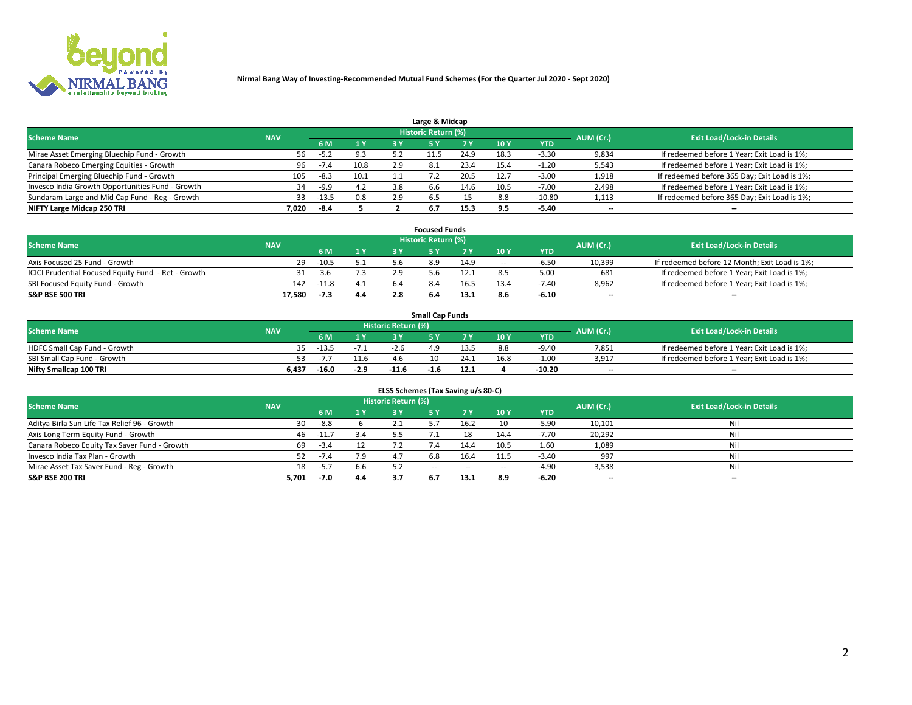**Nirmal Bang Way of Investing-Recommended Mutual Fund Schemes (For the Quarter Jul 2020 - Sept 2020)**

## Large & Midcap

| Scheme Name | NAV | Historic Return (%) | | | | | | | AUM (Cr.) | Exit Load/Lock-in Details |
|---|---|---|---|---|---|---|---|---|---|---|
| | | 6 M | 1 Y | 3 Y | 5 Y | 7 Y | 10 Y | YTD | | |
| Mirae Asset Emerging Bluechip Fund - Growth | 56 | -5.2 | 9.3 | 5.2 | 11.5 | 24.9 | 18.3 | -3.30 | 9,834 | If redeemed before 1 Year; Exit Load is 1%; |
| Canara Robeco Emerging Equities - Growth | 96 | -7.4 | 10.8 | 2.9 | 8.1 | 23.4 | 15.4 | -1.20 | 5,543 | If redeemed before 1 Year; Exit Load is 1%; |
| Principal Emerging Bluechip Fund - Growth | 105 | -8.3 | 10.1 | 1.1 | 7.2 | 20.5 | 12.7 | -3.00 | 1,918 | If redeemed before 365 Day; Exit Load is 1%; |
| Invesco India Growth Opportunities Fund - Growth | 34 | -9.9 | 4.2 | 3.8 | 6.6 | 14.6 | 10.5 | -7.00 | 2,498 | If redeemed before 1 Year; Exit Load is 1%; |
| Sundaram Large and Mid Cap Fund - Reg - Growth | 33 | -13.5 | 0.8 | 2.9 | 6.5 | 15 | 8.8 | -10.80 | 1,113 | If redeemed before 365 Day; Exit Load is 1%; |
| **NIFTY Large Midcap 250 TRI** | **7,020** | **-8.4** | **5** | **2** | **6.7** | **15.3** | **9.5** | **-5.40** | -- | -- |

## Focused Funds

| Scheme Name | NAV | Historic Return (%) | | | | | | | AUM (Cr.) | Exit Load/Lock-in Details |
|---|---|---|---|---|---|---|---|---|---|---|
| | | 6 M | 1 Y | 3 Y | 5 Y | 7 Y | 10 Y | YTD | | |
| Axis Focused 25 Fund - Growth | 29 | -10.5 | 5.1 | 5.6 | 8.9 | 14.9 | -- | -6.50 | 10,399 | If redeemed before 12 Month; Exit Load is 1%; |
| ICICI Prudential Focused Equity Fund - Ret - Growth | 31 | 3.6 | 7.3 | 2.9 | 5.6 | 12.1 | 8.5 | 5.00 | 681 | If redeemed before 1 Year; Exit Load is 1%; |
| SBI Focused Equity Fund - Growth | 142 | -11.8 | 4.1 | 6.4 | 8.4 | 16.5 | 13.4 | -7.40 | 8,962 | If redeemed before 1 Year; Exit Load is 1%; |
| **S&P BSE 500 TRI** | **17,580** | **-7.3** | **4.4** | **2.8** | **6.4** | **13.1** | **8.6** | **-6.10** | -- | -- |

## Small Cap Funds

| Scheme Name | NAV | Historic Return (%) | | | | | | | AUM (Cr.) | Exit Load/Lock-in Details |
|---|---|---|---|---|---|---|---|---|---|---|
| | | 6 M | 1 Y | 3 Y | 5 Y | 7 Y | 10 Y | YTD | | |
| HDFC Small Cap Fund - Growth | 35 | -13.5 | -7.1 | -2.6 | 4.9 | 13.5 | 8.8 | -9.40 | 7,851 | If redeemed before 1 Year; Exit Load is 1%; |
| SBI Small Cap Fund - Growth | 53 | -7.7 | 11.6 | 4.6 | 10 | 24.1 | 16.8 | -1.00 | 3,917 | If redeemed before 1 Year; Exit Load is 1%; |
| **Nifty Smallcap 100 TRI** | **6,437** | **-16.0** | **-2.9** | **-11.6** | **-1.6** | **12.1** | **4** | **-10.20** | -- | -- |

## ELSS Schemes (Tax Saving u/s 80-C)

| Scheme Name | NAV | Historic Return (%) | | | | | | | AUM (Cr.) | Exit Load/Lock-in Details |
|---|---|---|---|---|---|---|---|---|---|---|
| | | 6 M | 1 Y | 3 Y | 5 Y | 7 Y | 10 Y | YTD | | |
| Aditya Birla Sun Life Tax Relief 96 - Growth | 30 | -8.8 | 6 | 2.1 | 5.7 | 16.2 | 10 | -5.90 | 10,101 | Nil |
| Axis Long Term Equity Fund - Growth | 46 | -11.7 | 3.4 | 5.5 | 7.1 | 18 | 14.4 | -7.70 | 20,292 | Nil |
| Canara Robeco Equity Tax Saver Fund - Growth | 69 | -3.4 | 12 | 7.2 | 7.4 | 14.4 | 10.5 | 1.60 | 1,089 | Nil |
| Invesco India Tax Plan - Growth | 52 | -7.4 | 7.9 | 4.7 | 6.8 | 16.4 | 11.5 | -3.40 | 997 | Nil |
| Mirae Asset Tax Saver Fund - Reg - Growth | 18 | -5.7 | 6.6 | 5.2 | -- | -- | -- | -4.90 | 3,538 | Nil |
| **S&P BSE 200 TRI** | **5,701** | **-7.0** | **4.4** | **3.7** | **6.7** | **13.1** | **8.9** | **-6.20** | -- | -- |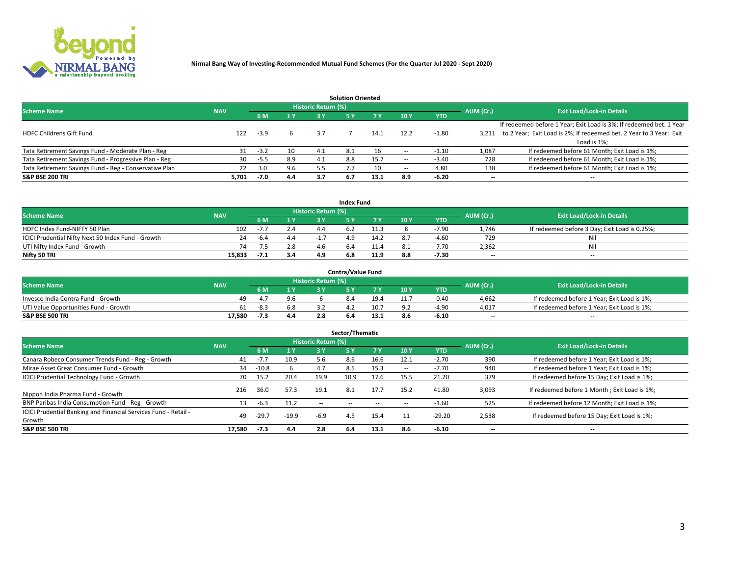**Nirmal Bang Way of Investing-Recommended Mutual Fund Schemes (For the Quarter Jul 2020 - Sept 2020)**

### Solution Oriented

| Scheme Name | NAV | Historic Return (%) | | | | | | | AUM (Cr.) | Exit Load/Lock-in Details |
|---|---|---|---|---|---|---|---|---|---|---|
| | | 6 M | 1 Y | 3 Y | 5 Y | 7 Y | 10 Y | YTD | | |
| HDFC Childrens Gift Fund | 122 | -3.9 | 6 | 3.7 | 7 | 14.1 | 12.2 | -1.80 | 3,211 | If redeemed before 1 Year; Exit Load is 3%; If redeemed bet. 1 Year to 2 Year; Exit Load is 2%; If redeemed bet. 2 Year to 3 Year; Exit Load is 1%; |
| Tata Retirement Savings Fund - Moderate Plan - Reg | 31 | -3.2 | 10 | 4.1 | 8.1 | 16 | -- | -1.10 | 1,087 | If redeemed before 61 Month; Exit Load is 1%; |
| Tata Retirement Savings Fund - Progressive Plan - Reg | 30 | -5.5 | 8.9 | 4.1 | 8.8 | 15.7 | -- | -3.40 | 728 | If redeemed before 61 Month; Exit Load is 1%; |
| Tata Retirement Savings Fund - Reg - Conservative Plan | 22 | 3.0 | 9.6 | 5.5 | 7.7 | 10 | -- | 4.80 | 138 | If redeemed before 61 Month; Exit Load is 1%; |
| **S&P BSE 200 TRI** | **5,701** | **-7.0** | **4.4** | **3.7** | **6.7** | **13.1** | **8.9** | **-6.20** | **--** | **--** |

### Index Fund

| Scheme Name | NAV | Historic Return (%) | | | | | | | AUM (Cr.) | Exit Load/Lock-in Details |
|---|---|---|---|---|---|---|---|---|---|---|
| | | 6 M | 1 Y | 3 Y | 5 Y | 7 Y | 10 Y | YTD | | |
| HDFC Index Fund-NIFTY 50 Plan | 102 | -7.7 | 2.4 | 4.4 | 6.2 | 11.3 | 8 | -7.90 | 1,746 | If redeemed before 3 Day; Exit Load is 0.25%; |
| ICICI Prudential Nifty Next 50 Index Fund - Growth | 24 | -6.4 | 4.4 | -1.7 | 4.9 | 14.2 | 8.7 | -4.60 | 729 | Nil |
| UTI Nifty Index Fund - Growth | 74 | -7.5 | 2.8 | 4.6 | 6.4 | 11.4 | 8.1 | -7.70 | 2,362 | Nil |
| **Nifty 50 TRI** | **15,833** | **-7.1** | **3.4** | **4.9** | **6.8** | **11.9** | **8.8** | **-7.30** | **--** | **--** |

### Contra/Value Fund

| Scheme Name | NAV | Historic Return (%) | | | | | | | AUM (Cr.) | Exit Load/Lock-in Details |
|---|---|---|---|---|---|---|---|---|---|---|
| | | 6 M | 1 Y | 3 Y | 5 Y | 7 Y | 10 Y | YTD | | |
| Invesco India Contra Fund - Growth | 49 | -4.7 | 9.6 | 6 | 8.4 | 19.4 | 11.7 | -0.40 | 4,662 | If redeemed before 1 Year; Exit Load is 1%; |
| UTI Value Opportunities Fund - Growth | 61 | -8.3 | 6.8 | 3.2 | 4.2 | 10.7 | 9.2 | -4.90 | 4,017 | If redeemed before 1 Year; Exit Load is 1%; |
| **S&P BSE 500 TRI** | **17,580** | **-7.3** | **4.4** | **2.8** | **6.4** | **13.1** | **8.6** | **-6.10** | **--** | **--** |

### Sector/Thematic

| Scheme Name | NAV | Historic Return (%) | | | | | | | AUM (Cr.) | Exit Load/Lock-in Details |
|---|---|---|---|---|---|---|---|---|---|---|
| | | 6 M | 1 Y | 3 Y | 5 Y | 7 Y | 10 Y | YTD | | |
| Canara Robeco Consumer Trends Fund - Reg - Growth | 41 | -7.7 | 10.9 | 5.6 | 8.6 | 16.6 | 12.1 | -2.70 | 390 | If redeemed before 1 Year; Exit Load is 1%; |
| Mirae Asset Great Consumer Fund - Growth | 34 | -10.8 | 6 | 4.7 | 8.5 | 15.3 | -- | -7.70 | 940 | If redeemed before 1 Year; Exit Load is 1%; |
| ICICI Prudential Technology Fund - Growth | 70 | 15.2 | 20.4 | 19.9 | 10.9 | 17.6 | 15.5 | 21.20 | 379 | If redeemed before 15 Day; Exit Load is 1%; |
| Nippon India Pharma Fund - Growth | 216 | 36.0 | 57.3 | 19.1 | 8.1 | 17.7 | 15.2 | 41.80 | 3,093 | If redeemed before 1 Month ; Exit Load is 1%; |
| BNP Paribas India Consumption Fund - Reg - Growth | 13 | -6.3 | 11.2 | -- | -- | -- | -- | -1.60 | 525 | If redeemed before 12 Month; Exit Load is 1%; |
| ICICI Prudential Banking and Financial Services Fund - Retail - Growth | 49 | -29.7 | -19.9 | -6.9 | 4.5 | 15.4 | 11 | -29.20 | 2,538 | If redeemed before 15 Day; Exit Load is 1%; |
| **S&P BSE 500 TRI** | **17,580** | **-7.3** | **4.4** | **2.8** | **6.4** | **13.1** | **8.6** | **-6.10** | **--** | **--** |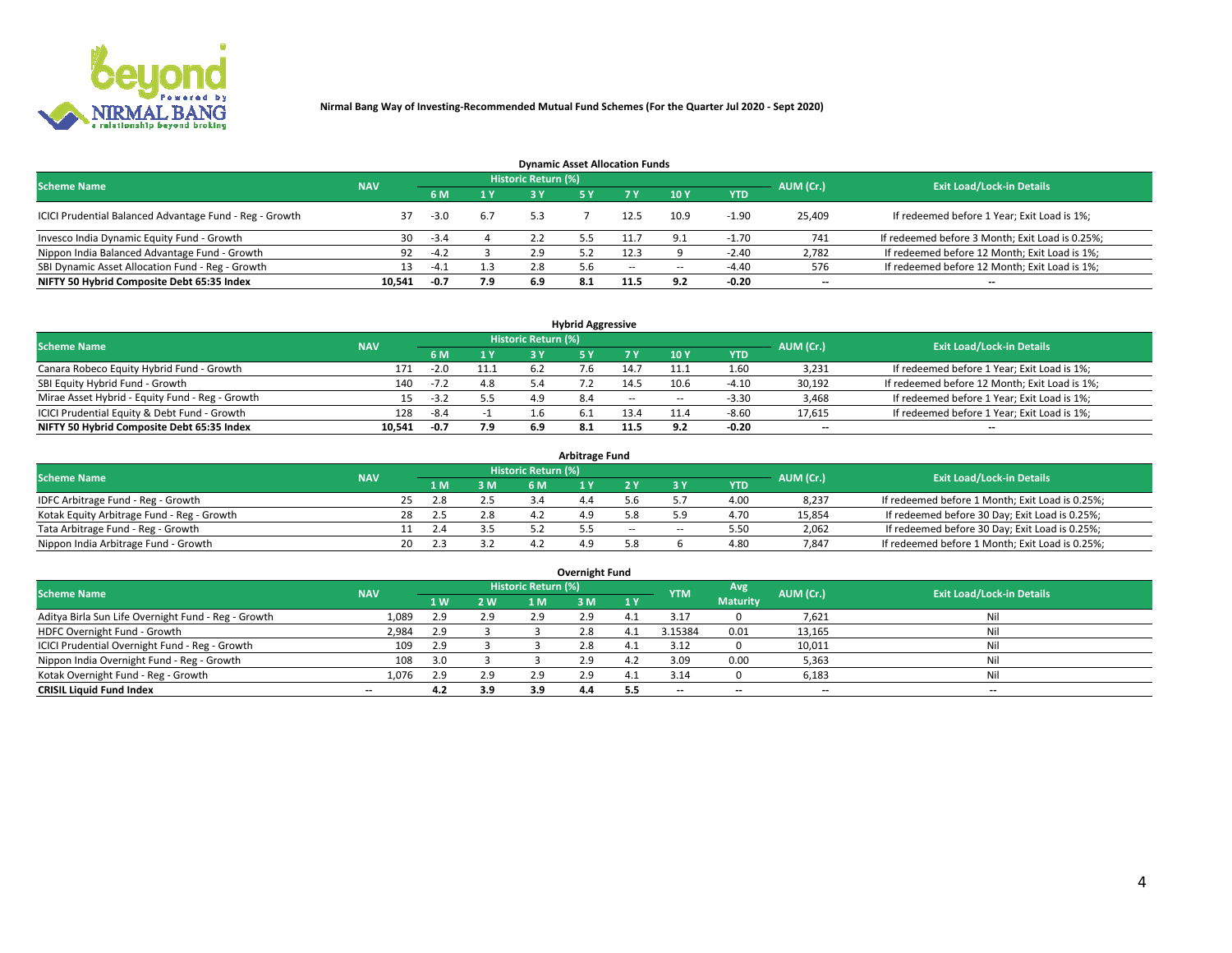**Nirmal Bang Way of Investing-Recommended Mutual Fund Schemes (For the Quarter Jul 2020 - Sept 2020)**

### Dynamic Asset Allocation Funds

| Scheme Name | NAV | Historic Return (%) | | | | | | | AUM (Cr.) | Exit Load/Lock-in Details |
|---|---|---|---|---|---|---|---|---|---|---|
| | | 6 M | 1 Y | 3 Y | 5 Y | 7 Y | 10 Y | YTD | | |
| ICICI Prudential Balanced Advantage Fund - Reg - Growth | 37 | -3.0 | 6.7 | 5.3 | 7 | 12.5 | 10.9 | -1.90 | 25,409 | If redeemed before 1 Year; Exit Load is 1%; |
| Invesco India Dynamic Equity Fund - Growth | 30 | -3.4 | 4 | 2.2 | 5.5 | 11.7 | 9.1 | -1.70 | 741 | If redeemed before 3 Month; Exit Load is 0.25%; |
| Nippon India Balanced Advantage Fund - Growth | 92 | -4.2 | 3 | 2.9 | 5.2 | 12.3 | 9 | -2.40 | 2,782 | If redeemed before 12 Month; Exit Load is 1%; |
| SBI Dynamic Asset Allocation Fund - Reg - Growth | 13 | -4.1 | 1.3 | 2.8 | 5.6 | -- | -- | -4.40 | 576 | If redeemed before 12 Month; Exit Load is 1%; |
| **NIFTY 50 Hybrid Composite Debt 65:35 Index** | **10,541** | **-0.7** | **7.9** | **6.9** | **8.1** | **11.5** | **9.2** | **-0.20** | **--** | **--** |

### Hybrid Aggressive

| Scheme Name | NAV | Historic Return (%) | | | | | | | AUM (Cr.) | Exit Load/Lock-in Details |
|---|---|---|---|---|---|---|---|---|---|---|
| | | 6 M | 1 Y | 3 Y | 5 Y | 7 Y | 10 Y | YTD | | |
| Canara Robeco Equity Hybrid Fund - Growth | 171 | -2.0 | 11.1 | 6.2 | 7.6 | 14.7 | 11.1 | 1.60 | 3,231 | If redeemed before 1 Year; Exit Load is 1%; |
| SBI Equity Hybrid Fund - Growth | 140 | -7.2 | 4.8 | 5.4 | 7.2 | 14.5 | 10.6 | -4.10 | 30,192 | If redeemed before 12 Month; Exit Load is 1%; |
| Mirae Asset Hybrid - Equity Fund - Reg - Growth | 15 | -3.2 | 5.5 | 4.9 | 8.4 | -- | -- | -3.30 | 3,468 | If redeemed before 1 Year; Exit Load is 1%; |
| ICICI Prudential Equity & Debt Fund - Growth | 128 | -8.4 | -1 | 1.6 | 6.1 | 13.4 | 11.4 | -8.60 | 17,615 | If redeemed before 1 Year; Exit Load is 1%; |
| **NIFTY 50 Hybrid Composite Debt 65:35 Index** | **10,541** | **-0.7** | **7.9** | **6.9** | **8.1** | **11.5** | **9.2** | **-0.20** | **--** | **--** |

### Arbitrage Fund

| Scheme Name | NAV | Historic Return (%) | | | | | | | AUM (Cr.) | Exit Load/Lock-in Details |
|---|---|---|---|---|---|---|---|---|---|---|
| | | 1 M | 3 M | 6 M | 1 Y | 2 Y | 3 Y | YTD | | |
| IDFC Arbitrage Fund - Reg - Growth | 25 | 2.8 | 2.5 | 3.4 | 4.4 | 5.6 | 5.7 | 4.00 | 8,237 | If redeemed before 1 Month; Exit Load is 0.25%; |
| Kotak Equity Arbitrage Fund - Reg - Growth | 28 | 2.5 | 2.8 | 4.2 | 4.9 | 5.8 | 5.9 | 4.70 | 15,854 | If redeemed before 30 Day; Exit Load is 0.25%; |
| Tata Arbitrage Fund - Reg - Growth | 11 | 2.4 | 3.5 | 5.2 | 5.5 | -- | -- | 5.50 | 2,062 | If redeemed before 30 Day; Exit Load is 0.25%; |
| Nippon India Arbitrage Fund - Growth | 20 | 2.3 | 3.2 | 4.2 | 4.9 | 5.8 | 6 | 4.80 | 7,847 | If redeemed before 1 Month; Exit Load is 0.25%; |

### Overnight Fund

| Scheme Name | NAV | Historic Return (%) | | | | | YTM | Avg Maturity | AUM (Cr.) | Exit Load/Lock-in Details |
|---|---|---|---|---|---|---|---|---|---|---|
| | | 1 W | 2 W | 1 M | 3 M | 1 Y | | | | |
| Aditya Birla Sun Life Overnight Fund - Reg - Growth | 1,089 | 2.9 | 2.9 | 2.9 | 2.9 | 4.1 | 3.17 | 0 | 7,621 | Nil |
| HDFC Overnight Fund - Growth | 2,984 | 2.9 | 3 | 3 | 2.8 | 4.1 | 3.15384 | 0.01 | 13,165 | Nil |
| ICICI Prudential Overnight Fund - Reg - Growth | 109 | 2.9 | 3 | 3 | 2.8 | 4.1 | 3.12 | 0 | 10,011 | Nil |
| Nippon India Overnight Fund - Reg - Growth | 108 | 3.0 | 3 | 3 | 2.9 | 4.2 | 3.09 | 0.00 | 5,363 | Nil |
| Kotak Overnight Fund - Reg - Growth | 1,076 | 2.9 | 2.9 | 2.9 | 2.9 | 4.1 | 3.14 | 0 | 6,183 | Nil |
| **CRISIL Liquid Fund Index** | **--** | **4.2** | **3.9** | **3.9** | **4.4** | **5.5** | **--** | **--** | **--** | **--** |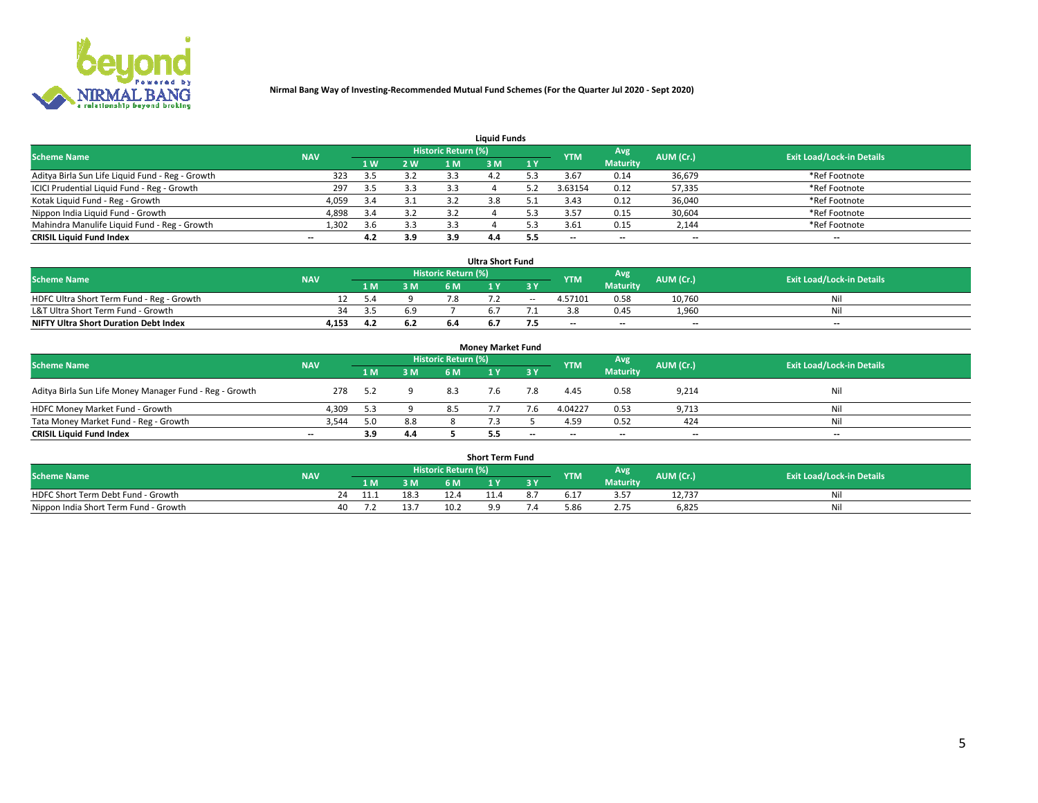**Nirmal Bang Way of Investing-Recommended Mutual Fund Schemes (For the Quarter Jul 2020 - Sept 2020)**

## Liquid Funds

| Scheme Name | NAV | Historic Return (%) | | | | | YTM | Avg Maturity | AUM (Cr.) | Exit Load/Lock-in Details |
|---|---|---|---|---|---|---|---|---|---|---|
| | | 1 W | 2 W | 1 M | 3 M | 1 Y | | | | |
| Aditya Birla Sun Life Liquid Fund - Reg - Growth | 323 | 3.5 | 3.2 | 3.3 | 4.2 | 5.3 | 3.67 | 0.14 | 36,679 | *Ref Footnote |
| ICICI Prudential Liquid Fund - Reg - Growth | 297 | 3.5 | 3.3 | 3.3 | 4 | 5.2 | 3.63154 | 0.12 | 57,335 | *Ref Footnote |
| Kotak Liquid Fund - Reg - Growth | 4,059 | 3.4 | 3.1 | 3.2 | 3.8 | 5.1 | 3.43 | 0.12 | 36,040 | *Ref Footnote |
| Nippon India Liquid Fund - Growth | 4,898 | 3.4 | 3.2 | 3.2 | 4 | 5.3 | 3.57 | 0.15 | 30,604 | *Ref Footnote |
| Mahindra Manulife Liquid Fund - Reg - Growth | 1,302 | 3.6 | 3.3 | 3.3 | 4 | 5.3 | 3.61 | 0.15 | 2,144 | *Ref Footnote |
| **CRISIL Liquid Fund Index** | -- | **4.2** | **3.9** | **3.9** | **4.4** | **5.5** | -- | -- | -- | -- |

## Ultra Short Fund

| Scheme Name | NAV | Historic Return (%) | | | | | YTM | Avg Maturity | AUM (Cr.) | Exit Load/Lock-in Details |
|---|---|---|---|---|---|---|---|---|---|---|
| | | 1 M | 3 M | 6 M | 1 Y | 3 Y | | | | |
| HDFC Ultra Short Term Fund - Reg - Growth | 12 | 5.4 | 9 | 7.8 | 7.2 | -- | 4.57101 | 0.58 | 10,760 | Nil |
| L&T Ultra Short Term Fund - Growth | 34 | 3.5 | 6.9 | 7 | 6.7 | 7.1 | 3.8 | 0.45 | 1,960 | Nil |
| **NIFTY Ultra Short Duration Debt Index** | **4,153** | **4.2** | **6.2** | **6.4** | **6.7** | **7.5** | -- | -- | -- | -- |

## Money Market Fund

| Scheme Name | NAV | Historic Return (%) | | | | | YTM | Avg Maturity | AUM (Cr.) | Exit Load/Lock-in Details |
|---|---|---|---|---|---|---|---|---|---|---|
| | | 1 M | 3 M | 6 M | 1 Y | 3 Y | | | | |
| Aditya Birla Sun Life Money Manager Fund - Reg - Growth | 278 | 5.2 | 9 | 8.3 | 7.6 | 7.8 | 4.45 | 0.58 | 9,214 | Nil |
| HDFC Money Market Fund - Growth | 4,309 | 5.3 | 9 | 8.5 | 7.7 | 7.6 | 4.04227 | 0.53 | 9,713 | Nil |
| Tata Money Market Fund - Reg - Growth | 3,544 | 5.0 | 8.8 | 8 | 7.3 | 5 | 4.59 | 0.52 | 424 | Nil |
| **CRISIL Liquid Fund Index** | -- | **3.9** | **4.4** | **5** | **5.5** | -- | -- | -- | -- | -- |

## Short Term Fund

| Scheme Name | NAV | Historic Return (%) | | | | | YTM | Avg Maturity | AUM (Cr.) | Exit Load/Lock-in Details |
|---|---|---|---|---|---|---|---|---|---|---|
| | | 1 M | 3 M | 6 M | 1 Y | 3 Y | | | | |
| HDFC Short Term Debt Fund - Growth | 24 | 11.1 | 18.3 | 12.4 | 11.4 | 8.7 | 6.17 | 3.57 | 12,737 | Nil |
| Nippon India Short Term Fund - Growth | 40 | 7.2 | 13.7 | 10.2 | 9.9 | 7.4 | 5.86 | 2.75 | 6,825 | Nil |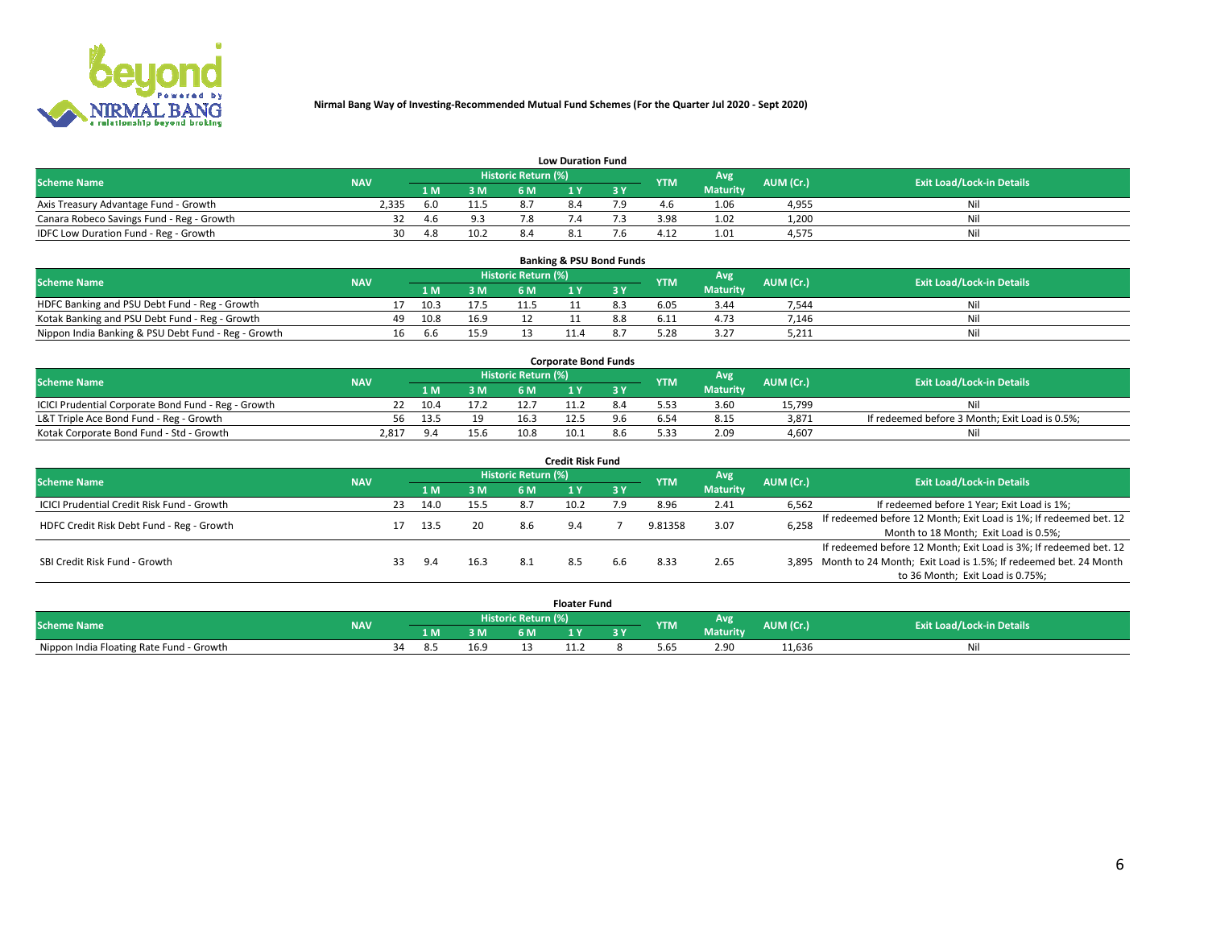# Nirmal Bang Way of Investing-Recommended Mutual Fund Schemes (For the Quarter Jul 2020 - Sept 2020)

## Low Duration Fund

| Scheme Name | NAV | Historic Return (%) | | | | | YTM | Avg Maturity | AUM (Cr.) | Exit Load/Lock-in Details |
|---|---|---|---|---|---|---|---|---|---|---|
| | | 1 M | 3 M | 6 M | 1 Y | 3 Y | | | | |
| Axis Treasury Advantage Fund - Growth | 2,335 | 6.0 | 11.5 | 8.7 | 8.4 | 7.9 | 4.6 | 1.06 | 4,955 | Nil |
| Canara Robeco Savings Fund - Reg - Growth | 32 | 4.6 | 9.3 | 7.8 | 7.4 | 7.3 | 3.98 | 1.02 | 1,200 | Nil |
| IDFC Low Duration Fund - Reg - Growth | 30 | 4.8 | 10.2 | 8.4 | 8.1 | 7.6 | 4.12 | 1.01 | 4,575 | Nil |

## Banking & PSU Bond Funds

| Scheme Name | NAV | Historic Return (%) | | | | | YTM | Avg Maturity | AUM (Cr.) | Exit Load/Lock-in Details |
|---|---|---|---|---|---|---|---|---|---|---|
| | | 1 M | 3 M | 6 M | 1 Y | 3 Y | | | | |
| HDFC Banking and PSU Debt Fund - Reg - Growth | 17 | 10.3 | 17.5 | 11.5 | 11 | 8.3 | 6.05 | 3.44 | 7,544 | Nil |
| Kotak Banking and PSU Debt Fund - Reg - Growth | 49 | 10.8 | 16.9 | 12 | 11 | 8.8 | 6.11 | 4.73 | 7,146 | Nil |
| Nippon India Banking & PSU Debt Fund - Reg - Growth | 16 | 6.6 | 15.9 | 13 | 11.4 | 8.7 | 5.28 | 3.27 | 5,211 | Nil |

## Corporate Bond Funds

| Scheme Name | NAV | Historic Return (%) | | | | | YTM | Avg Maturity | AUM (Cr.) | Exit Load/Lock-in Details |
|---|---|---|---|---|---|---|---|---|---|---|
| | | 1 M | 3 M | 6 M | 1 Y | 3 Y | | | | |
| ICICI Prudential Corporate Bond Fund - Reg - Growth | 22 | 10.4 | 17.2 | 12.7 | 11.2 | 8.4 | 5.53 | 3.60 | 15,799 | Nil |
| L&T Triple Ace Bond Fund - Reg - Growth | 56 | 13.5 | 19 | 16.3 | 12.5 | 9.6 | 6.54 | 8.15 | 3,871 | If redeemed before 3 Month; Exit Load is 0.5%; |
| Kotak Corporate Bond Fund - Std - Growth | 2,817 | 9.4 | 15.6 | 10.8 | 10.1 | 8.6 | 5.33 | 2.09 | 4,607 | Nil |

## Credit Risk Fund

| Scheme Name | NAV | Historic Return (%) | | | | | YTM | Avg Maturity | AUM (Cr.) | Exit Load/Lock-in Details |
|---|---|---|---|---|---|---|---|---|---|---|
| | | 1 M | 3 M | 6 M | 1 Y | 3 Y | | | | |
| ICICI Prudential Credit Risk Fund - Growth | 23 | 14.0 | 15.5 | 8.7 | 10.2 | 7.9 | 8.96 | 2.41 | 6,562 | If redeemed before 1 Year; Exit Load is 1%; |
| HDFC Credit Risk Debt Fund - Reg - Growth | 17 | 13.5 | 20 | 8.6 | 9.4 | 7 | 9.81358 | 3.07 | 6,258 | If redeemed before 12 Month; Exit Load is 1%; If redeemed bet. 12 Month to 18 Month; Exit Load is 0.5%; |
| SBI Credit Risk Fund - Growth | 33 | 9.4 | 16.3 | 8.1 | 8.5 | 6.6 | 8.33 | 2.65 | 3,895 | If redeemed before 12 Month; Exit Load is 3%; If redeemed bet. 12 Month to 24 Month; Exit Load is 1.5%; If redeemed bet. 24 Month to 36 Month; Exit Load is 0.75%; |

## Floater Fund

| Scheme Name | NAV | Historic Return (%) | | | | | YTM | Avg Maturity | AUM (Cr.) | Exit Load/Lock-in Details |
|---|---|---|---|---|---|---|---|---|---|---|
| | | 1 M | 3 M | 6 M | 1 Y | 3 Y | | | | |
| Nippon India Floating Rate Fund - Growth | 34 | 8.5 | 16.9 | 13 | 11.2 | 8 | 5.65 | 2.90 | 11,636 | Nil |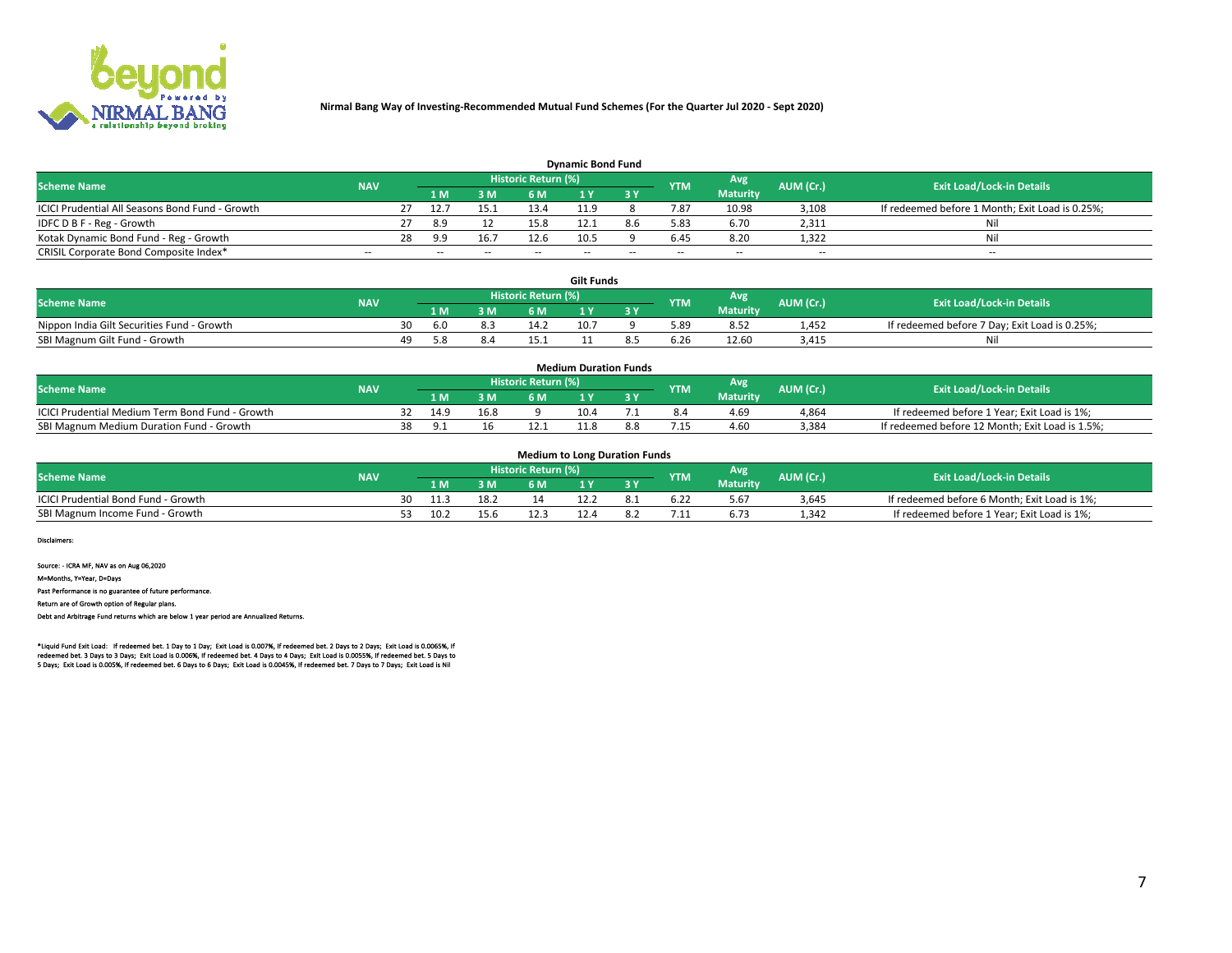**Nirmal Bang Way of Investing-Recommended Mutual Fund Schemes (For the Quarter Jul 2020 - Sept 2020)**

### Dynamic Bond Fund

| Scheme Name | NAV | Historic Return (%) | | | | | YTM | Avg Maturity | AUM (Cr.) | Exit Load/Lock-in Details |
|---|---|---|---|---|---|---|---|---|---|---|
| | | 1 M | 3 M | 6 M | 1 Y | 3 Y | | | | |
| ICICI Prudential All Seasons Bond Fund - Growth | 27 | 12.7 | 15.1 | 13.4 | 11.9 | 8 | 7.87 | 10.98 | 3,108 | If redeemed before 1 Month; Exit Load is 0.25%; |
| IDFC D B F - Reg - Growth | 27 | 8.9 | 12 | 15.8 | 12.1 | 8.6 | 5.83 | 6.70 | 2,311 | Nil |
| Kotak Dynamic Bond Fund - Reg - Growth | 28 | 9.9 | 16.7 | 12.6 | 10.5 | 9 | 6.45 | 8.20 | 1,322 | Nil |
| CRISIL Corporate Bond Composite Index* | -- | -- | -- | -- | -- | -- | -- | -- | -- | -- |

### Gilt Funds

| Scheme Name | NAV | Historic Return (%) | | | | | YTM | Avg Maturity | AUM (Cr.) | Exit Load/Lock-in Details |
|---|---|---|---|---|---|---|---|---|---|---|
| | | 1 M | 3 M | 6 M | 1 Y | 3 Y | | | | |
| Nippon India Gilt Securities Fund - Growth | 30 | 6.0 | 8.3 | 14.2 | 10.7 | 9 | 5.89 | 8.52 | 1,452 | If redeemed before 7 Day; Exit Load is 0.25%; |
| SBI Magnum Gilt Fund - Growth | 49 | 5.8 | 8.4 | 15.1 | 11 | 8.5 | 6.26 | 12.60 | 3,415 | Nil |

### Medium Duration Funds

| Scheme Name | NAV | Historic Return (%) | | | | | YTM | Avg Maturity | AUM (Cr.) | Exit Load/Lock-in Details |
|---|---|---|---|---|---|---|---|---|---|---|
| | | 1 M | 3 M | 6 M | 1 Y | 3 Y | | | | |
| ICICI Prudential Medium Term Bond Fund - Growth | 32 | 14.9 | 16.8 | 9 | 10.4 | 7.1 | 8.4 | 4.69 | 4,864 | If redeemed before 1 Year; Exit Load is 1%; |
| SBI Magnum Medium Duration Fund - Growth | 38 | 9.1 | 16 | 12.1 | 11.8 | 8.8 | 7.15 | 4.60 | 3,384 | If redeemed before 12 Month; Exit Load is 1.5%; |

### Medium to Long Duration Funds

| Scheme Name | NAV | Historic Return (%) | | | | | YTM | Avg Maturity | AUM (Cr.) | Exit Load/Lock-in Details |
|---|---|---|---|---|---|---|---|---|---|---|
| | | 1 M | 3 M | 6 M | 1 Y | 3 Y | | | | |
| ICICI Prudential Bond Fund - Growth | 30 | 11.3 | 18.2 | 14 | 12.2 | 8.1 | 6.22 | 5.67 | 3,645 | If redeemed before 6 Month; Exit Load is 1%; |
| SBI Magnum Income Fund - Growth | 53 | 10.2 | 15.6 | 12.3 | 12.4 | 8.2 | 7.11 | 6.73 | 1,342 | If redeemed before 1 Year; Exit Load is 1%; |

Disclaimers:

Source: - ICRA MF, NAV as on Aug 06,2020

M=Months, Y=Year, D=Days

Past Performance is no guarantee of future performance.

Return are of Growth option of Regular plans.

Debt and Arbitrage Fund returns which are below 1 year period are Annualized Returns.

*Liquid Fund Exit Load: If redeemed bet. 1 Day to 1 Day; Exit Load is 0.007%, If redeemed bet. 2 Days to 2 Days; Exit Load is 0.0065%, If redeemed bet. 3 Days to 3 Days; Exit Load is 0.006%, If redeemed bet. 4 Days to 4 Days; Exit Load is 0.0055%, If redeemed bet. 5 Days to 5 Days; Exit Load is 0.005%, If redeemed bet. 6 Days to 6 Days; Exit Load is 0.0045%, If redeemed bet. 7 Days to 7 Days; Exit Load is Nil